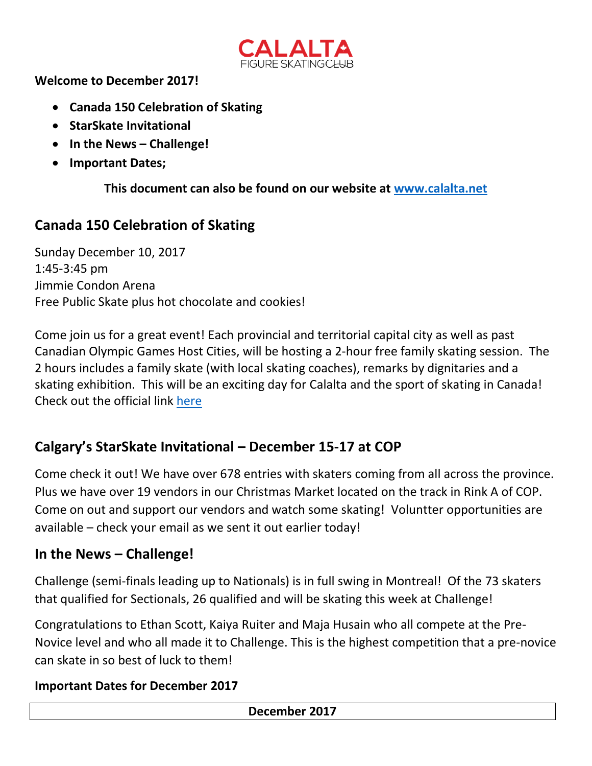CALALTA
FIGURE SKATING CLUB

**Welcome to December 2017!**

- **Canada 150 Celebration of Skating**
- **StarSkate Invitational**
- **In the News – Challenge!**
- **Important Dates;**

**This document can also be found on our website at [www.calalta.net](www.calalta.net)**

## Canada 150 Celebration of Skating

Sunday December 10, 2017
1:45-3:45 pm
Jimmie Condon Arena
Free Public Skate plus hot chocolate and cookies!

Come join us for a great event! Each provincial and territorial capital city as well as past Canadian Olympic Games Host Cities, will be hosting a 2-hour free family skating session. The 2 hours includes a family skate (with local skating coaches), remarks by dignitaries and a skating exhibition. This will be an exciting day for Calalta and the sport of skating in Canada! Check out the official link here

## Calgary's StarSkate Invitational – December 15-17 at COP

Come check it out! We have over 678 entries with skaters coming from all across the province. Plus we have over 19 vendors in our Christmas Market located on the track in Rink A of COP. Come on out and support our vendors and watch some skating! Voluntter opportunities are available – check your email as we sent it out earlier today!

## In the News – Challenge!

Challenge (semi-finals leading up to Nationals) is in full swing in Montreal! Of the 73 skaters that qualified for Sectionals, 26 qualified and will be skating this week at Challenge!

Congratulations to Ethan Scott, Kaiya Ruiter and Maja Husain who all compete at the Pre-Novice level and who all made it to Challenge. This is the highest competition that a pre-novice can skate in so best of luck to them!

**Important Dates for December 2017**

| December 2017 |
|---|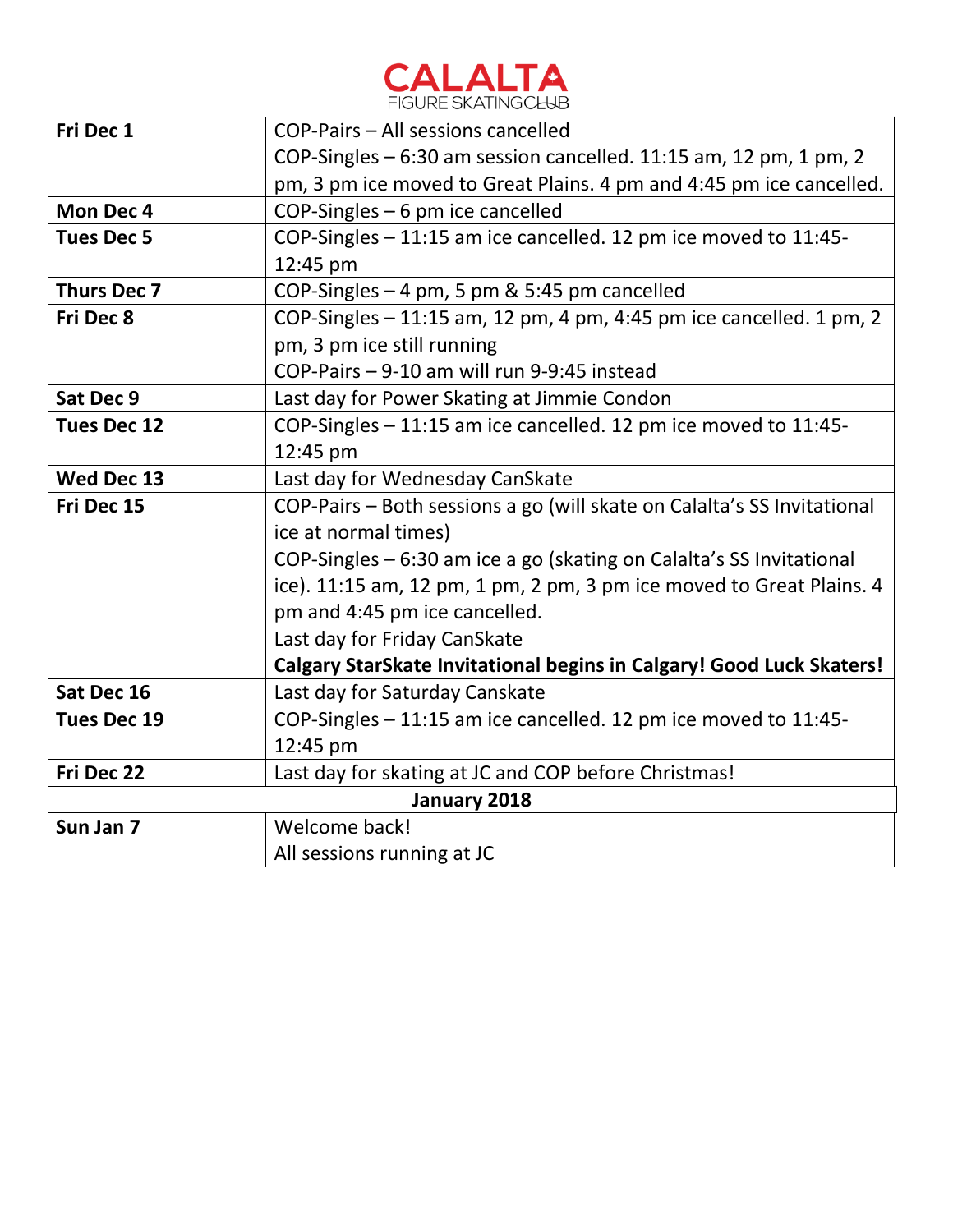CALALTA FIGURE SKATING CLUB

| | |
|---|---|
| **Fri Dec 1** | COP-Pairs – All sessions cancelled<br>COP-Singles – 6:30 am session cancelled. 11:15 am, 12 pm, 1 pm, 2 pm, 3 pm ice moved to Great Plains. 4 pm and 4:45 pm ice cancelled. |
| **Mon Dec 4** | COP-Singles – 6 pm ice cancelled |
| **Tues Dec 5** | COP-Singles – 11:15 am ice cancelled. 12 pm ice moved to 11:45-12:45 pm |
| **Thurs Dec 7** | COP-Singles – 4 pm, 5 pm & 5:45 pm cancelled |
| **Fri Dec 8** | COP-Singles – 11:15 am, 12 pm, 4 pm, 4:45 pm ice cancelled. 1 pm, 2 pm, 3 pm ice still running<br>COP-Pairs – 9-10 am will run 9-9:45 instead |
| **Sat Dec 9** | Last day for Power Skating at Jimmie Condon |
| **Tues Dec 12** | COP-Singles – 11:15 am ice cancelled. 12 pm ice moved to 11:45-12:45 pm |
| **Wed Dec 13** | Last day for Wednesday CanSkate |
| **Fri Dec 15** | COP-Pairs – Both sessions a go (will skate on Calalta's SS Invitational ice at normal times)<br>COP-Singles – 6:30 am ice a go (skating on Calalta's SS Invitational ice). 11:15 am, 12 pm, 1 pm, 2 pm, 3 pm ice moved to Great Plains. 4 pm and 4:45 pm ice cancelled.<br>Last day for Friday CanSkate<br>**Calgary StarSkate Invitational begins in Calgary! Good Luck Skaters!** |
| **Sat Dec 16** | Last day for Saturday Canskate |
| **Tues Dec 19** | COP-Singles – 11:15 am ice cancelled. 12 pm ice moved to 11:45-12:45 pm |
| **Fri Dec 22** | Last day for skating at JC and COP before Christmas! |
| **January 2018** | |
| **Sun Jan 7** | Welcome back!<br>All sessions running at JC |